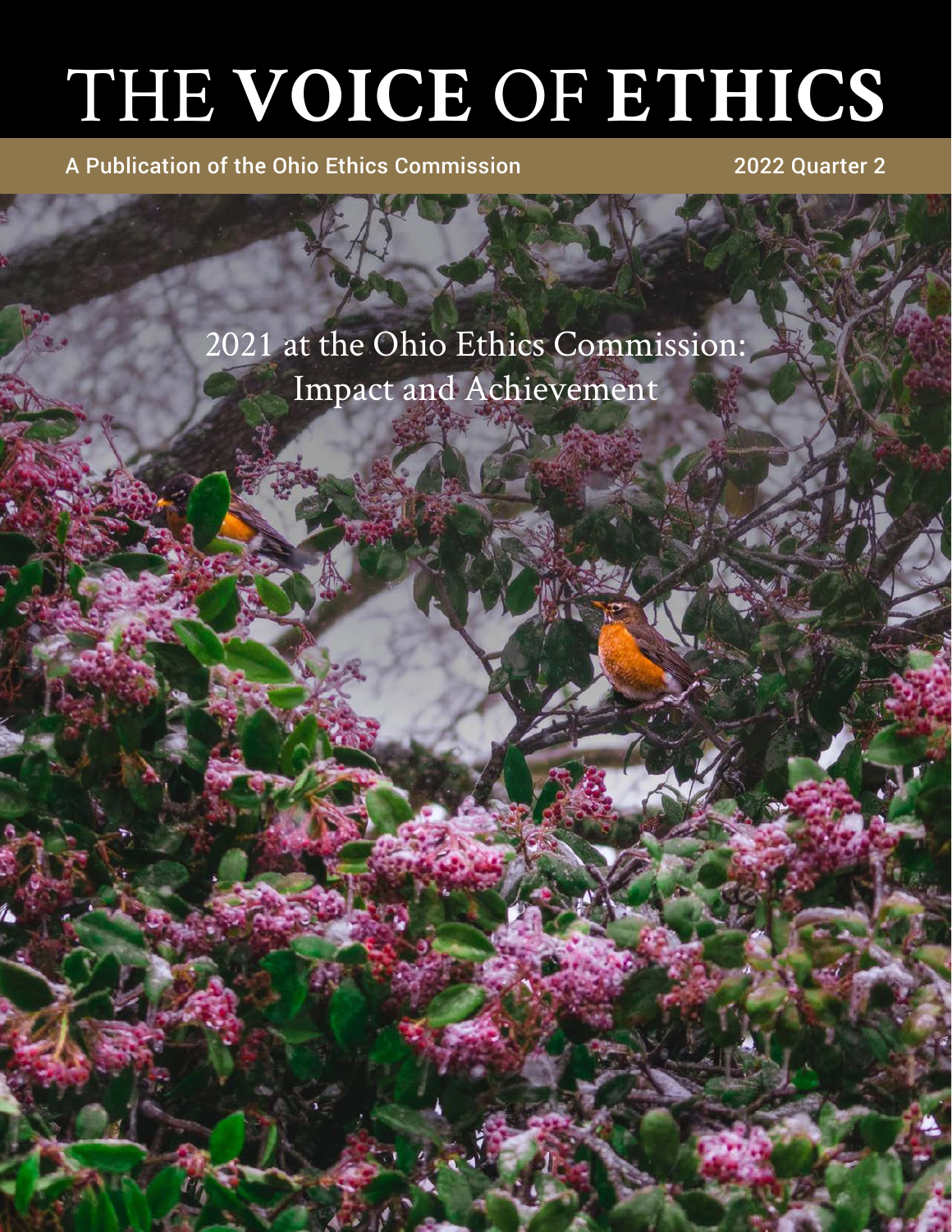# THE VOICE OF ETHICS

A Publication of the Ohio Ethics Commission

2022 Quarter 2

## 2021 at the Ohio Ethics Commission: Impact and Achievement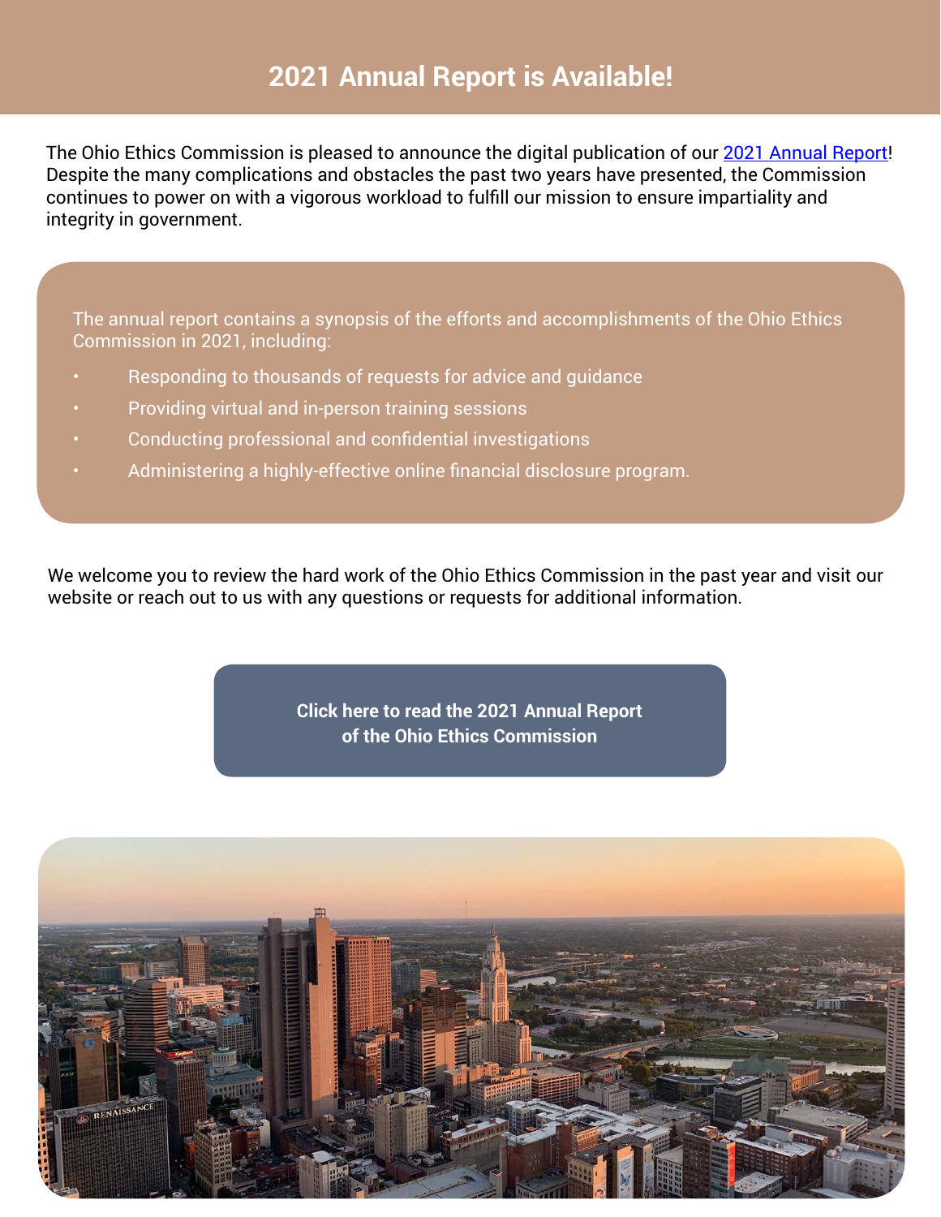# 2021 Annual Report is Available!

The Ohio Ethics Commission is pleased to announce the digital publication of our [2021 Annual Report](#)! Despite the many complications and obstacles the past two years have presented, the Commission continues to power on with a vigorous workload to fulfill our mission to ensure impartiality and integrity in government.

The annual report contains a synopsis of the efforts and accomplishments of the Ohio Ethics Commission in 2021, including:

- Responding to thousands of requests for advice and guidance
- Providing virtual and in-person training sessions
- Conducting professional and confidential investigations
- Administering a highly-effective online financial disclosure program.

We welcome you to review the hard work of the Ohio Ethics Commission in the past year and visit our website or reach out to us with any questions or requests for additional information.

**Click here to read the 2021 Annual Report of the Ohio Ethics Commission**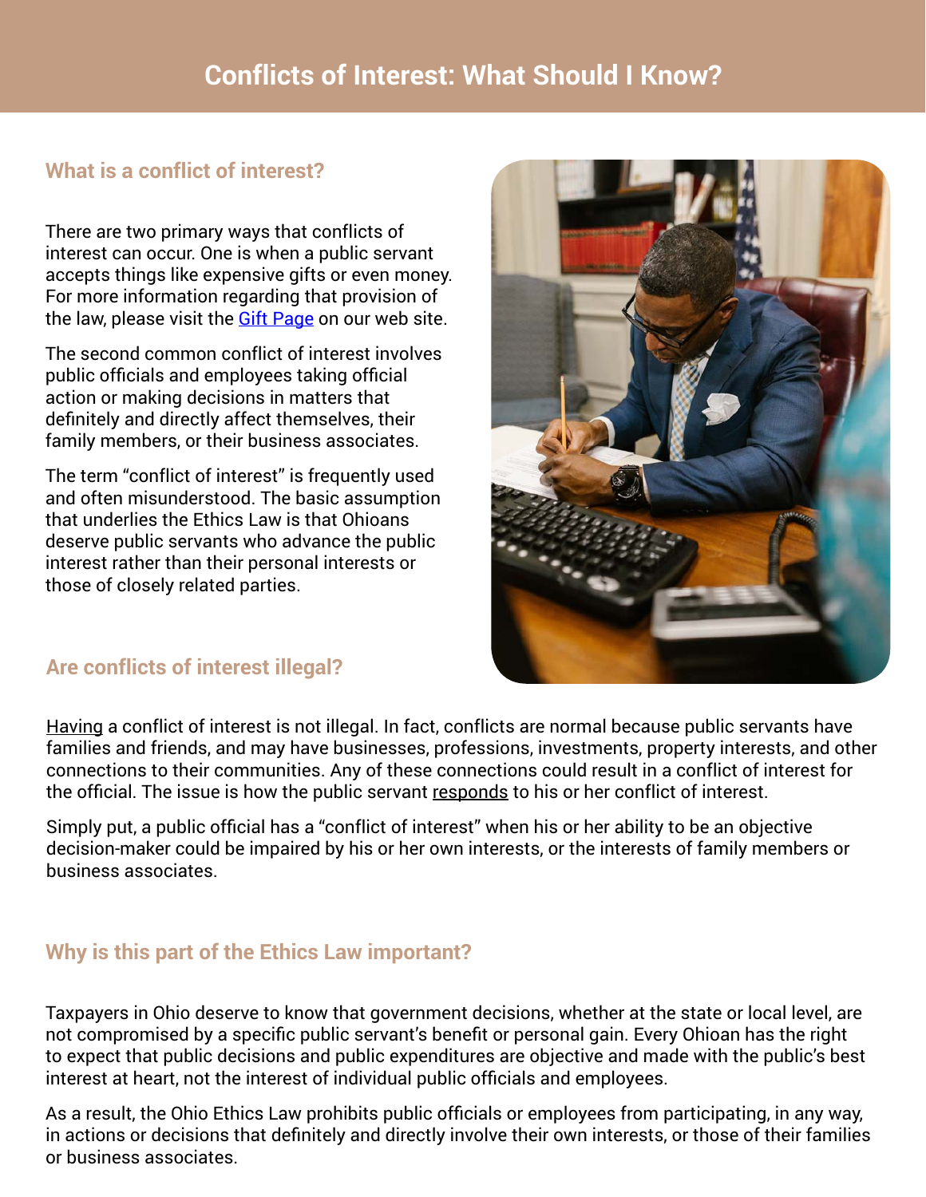# Conflicts of Interest: What Should I Know?

## What is a conflict of interest?

There are two primary ways that conflicts of interest can occur. One is when a public servant accepts things like expensive gifts or even money. For more information regarding that provision of the law, please visit the Gift Page on our web site.

The second common conflict of interest involves public officials and employees taking official action or making decisions in matters that definitely and directly affect themselves, their family members, or their business associates.

The term "conflict of interest" is frequently used and often misunderstood. The basic assumption that underlies the Ethics Law is that Ohioans deserve public servants who advance the public interest rather than their personal interests or those of closely related parties.

## Are conflicts of interest illegal?

Having a conflict of interest is not illegal. In fact, conflicts are normal because public servants have families and friends, and may have businesses, professions, investments, property interests, and other connections to their communities. Any of these connections could result in a conflict of interest for the official. The issue is how the public servant responds to his or her conflict of interest.

Simply put, a public official has a "conflict of interest" when his or her ability to be an objective decision-maker could be impaired by his or her own interests, or the interests of family members or business associates.

## Why is this part of the Ethics Law important?

Taxpayers in Ohio deserve to know that government decisions, whether at the state or local level, are not compromised by a specific public servant's benefit or personal gain. Every Ohioan has the right to expect that public decisions and public expenditures are objective and made with the public's best interest at heart, not the interest of individual public officials and employees.

As a result, the Ohio Ethics Law prohibits public officials or employees from participating, in any way, in actions or decisions that definitely and directly involve their own interests, or those of their families or business associates.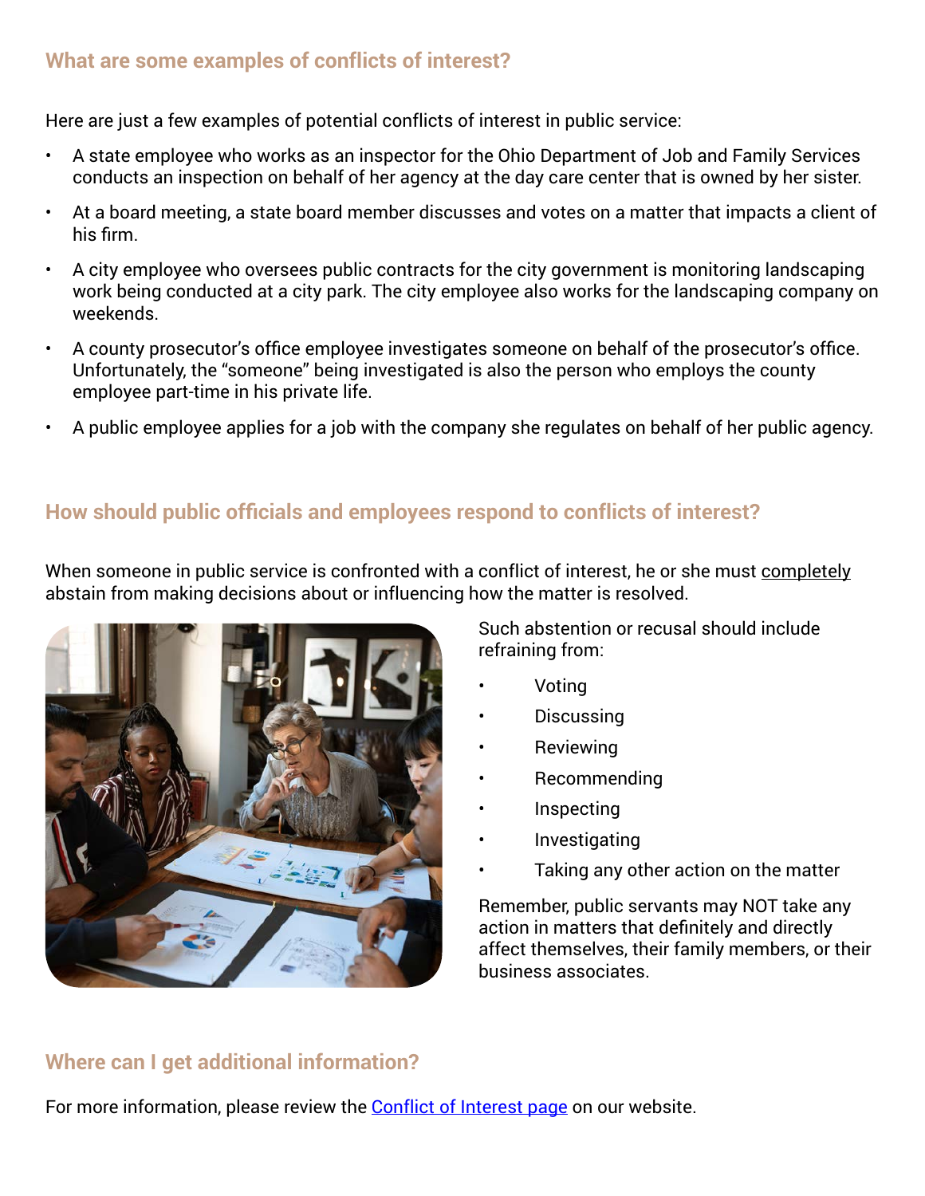## What are some examples of conflicts of interest?

Here are just a few examples of potential conflicts of interest in public service:

- A state employee who works as an inspector for the Ohio Department of Job and Family Services conducts an inspection on behalf of her agency at the day care center that is owned by her sister.
- At a board meeting, a state board member discusses and votes on a matter that impacts a client of his firm.
- A city employee who oversees public contracts for the city government is monitoring landscaping work being conducted at a city park. The city employee also works for the landscaping company on weekends.
- A county prosecutor's office employee investigates someone on behalf of the prosecutor's office. Unfortunately, the "someone" being investigated is also the person who employs the county employee part-time in his private life.
- A public employee applies for a job with the company she regulates on behalf of her public agency.

## How should public officials and employees respond to conflicts of interest?

When someone in public service is confronted with a conflict of interest, he or she must <u>completely</u> abstain from making decisions about or influencing how the matter is resolved.

Such abstention or recusal should include refraining from:

- Voting
- Discussing
- Reviewing
- Recommending
- Inspecting
- Investigating
- Taking any other action on the matter

Remember, public servants may NOT take any action in matters that definitely and directly affect themselves, their family members, or their business associates.

## Where can I get additional information?

For more information, please review the Conflict of Interest page on our website.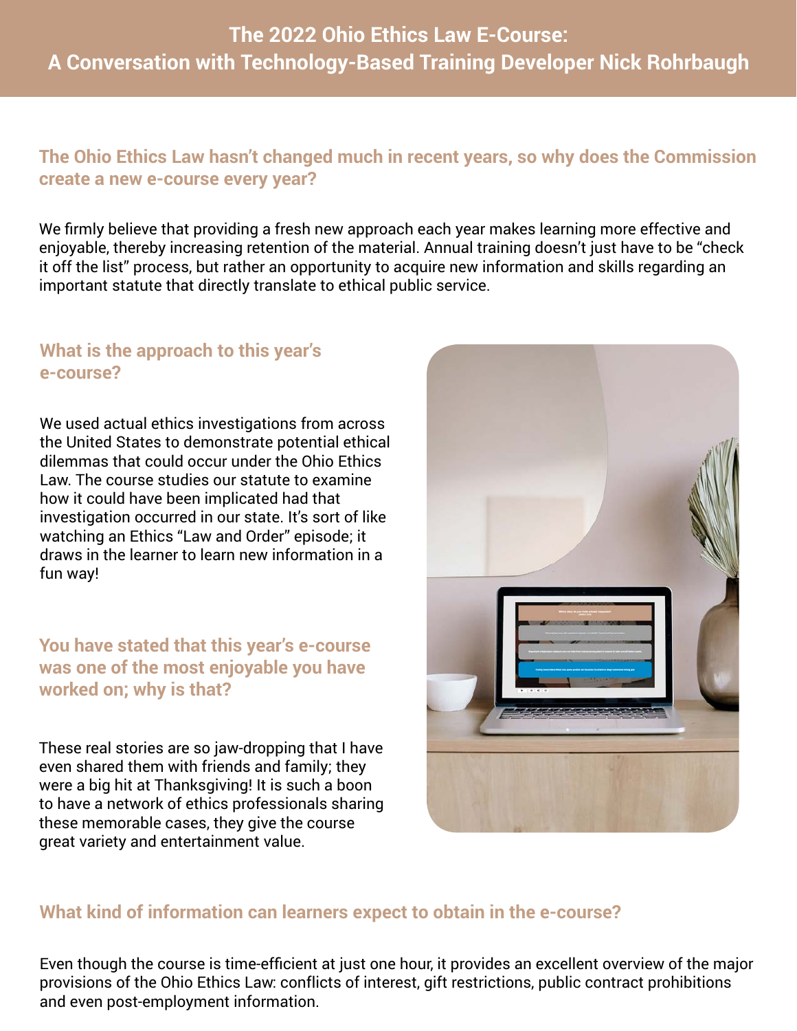# The 2022 Ohio Ethics Law E-Course: A Conversation with Technology-Based Training Developer Nick Rohrbaugh

## The Ohio Ethics Law hasn't changed much in recent years, so why does the Commission create a new e-course every year?

We firmly believe that providing a fresh new approach each year makes learning more effective and enjoyable, thereby increasing retention of the material. Annual training doesn't just have to be "check it off the list" process, but rather an opportunity to acquire new information and skills regarding an important statute that directly translate to ethical public service.

## What is the approach to this year's e-course?

We used actual ethics investigations from across the United States to demonstrate potential ethical dilemmas that could occur under the Ohio Ethics Law. The course studies our statute to examine how it could have been implicated had that investigation occurred in our state. It's sort of like watching an Ethics "Law and Order" episode; it draws in the learner to learn new information in a fun way!

## You have stated that this year's e-course was one of the most enjoyable you have worked on; why is that?

These real stories are so jaw-dropping that I have even shared them with friends and family; they were a big hit at Thanksgiving! It is such a boon to have a network of ethics professionals sharing these memorable cases, they give the course great variety and entertainment value.

## What kind of information can learners expect to obtain in the e-course?

Even though the course is time-efficient at just one hour, it provides an excellent overview of the major provisions of the Ohio Ethics Law: conflicts of interest, gift restrictions, public contract prohibitions and even post-employment information.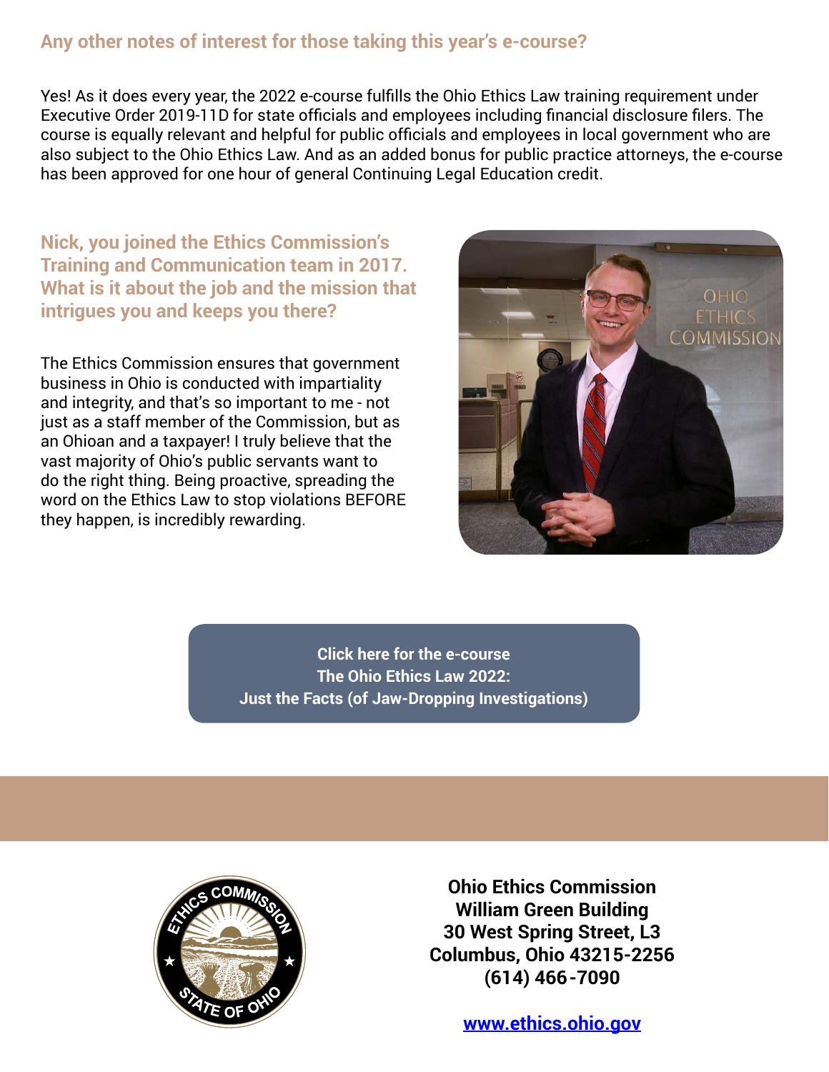### Any other notes of interest for those taking this year's e-course?

Yes! As it does every year, the 2022 e-course fulfills the Ohio Ethics Law training requirement under Executive Order 2019-11D for state officials and employees including financial disclosure filers. The course is equally relevant and helpful for public officials and employees in local government who are also subject to the Ohio Ethics Law. And as an added bonus for public practice attorneys, the e-course has been approved for one hour of general Continuing Legal Education credit.

### Nick, you joined the Ethics Commission's Training and Communication team in 2017. What is it about the job and the mission that intrigues you and keeps you there?

The Ethics Commission ensures that government business in Ohio is conducted with impartiality and integrity, and that's so important to me - not just as a staff member of the Commission, but as an Ohioan and a taxpayer! I truly believe that the vast majority of Ohio's public servants want to do the right thing. Being proactive, spreading the word on the Ethics Law to stop violations BEFORE they happen, is incredibly rewarding.

**Click here for the e-course**
**The Ohio Ethics Law 2022:**
**Just the Facts (of Jaw-Dropping Investigations)**

**Ohio Ethics Commission**
**William Green Building**
**30 West Spring Street, L3**
**Columbus, Ohio 43215-2256**
**(614) 466-7090**

**www.ethics.ohio.gov**